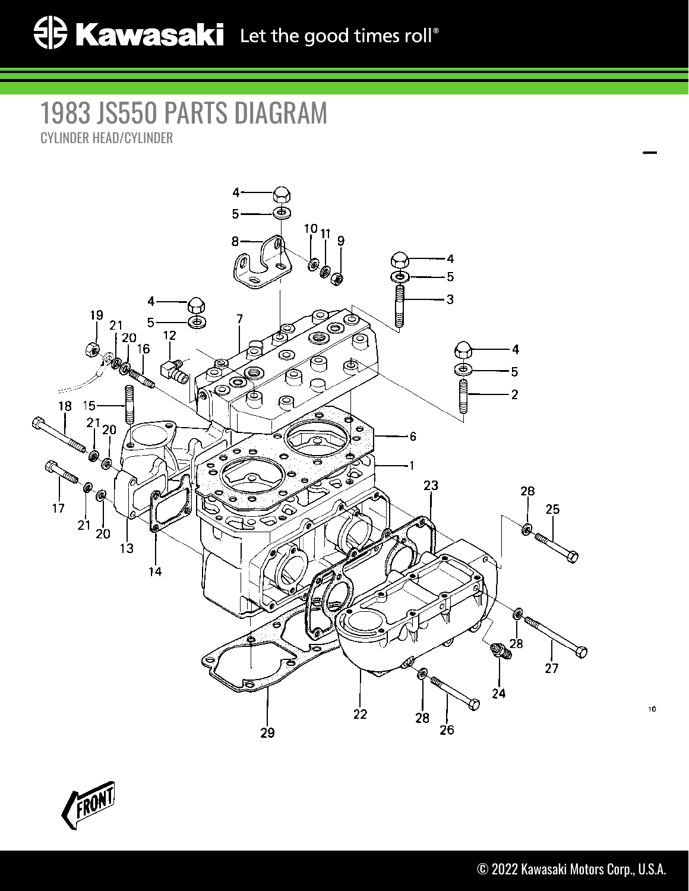# 1983 JS550 PARTS DIAGRAM

CYLINDER HEAD/CYLINDER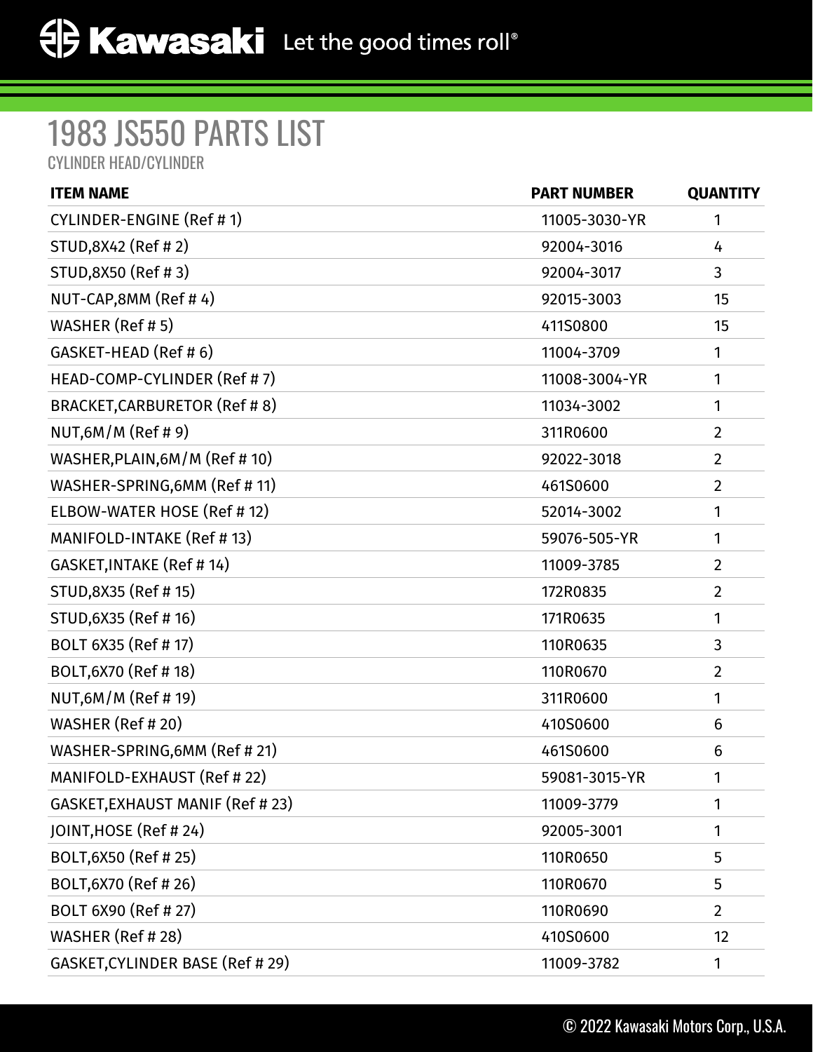# 1983 JS550 PARTS LIST

CYLINDER HEAD/CYLINDER

| ITEM NAME | PART NUMBER | QUANTITY |
|---|---|---|
| CYLINDER-ENGINE (Ref # 1) | 11005-3030-YR | 1 |
| STUD,8X42 (Ref # 2) | 92004-3016 | 4 |
| STUD,8X50 (Ref # 3) | 92004-3017 | 3 |
| NUT-CAP,8MM (Ref # 4) | 92015-3003 | 15 |
| WASHER (Ref # 5) | 411S0800 | 15 |
| GASKET-HEAD (Ref # 6) | 11004-3709 | 1 |
| HEAD-COMP-CYLINDER (Ref # 7) | 11008-3004-YR | 1 |
| BRACKET,CARBURETOR (Ref # 8) | 11034-3002 | 1 |
| NUT,6M/M (Ref # 9) | 311R0600 | 2 |
| WASHER,PLAIN,6M/M (Ref # 10) | 92022-3018 | 2 |
| WASHER-SPRING,6MM (Ref # 11) | 461S0600 | 2 |
| ELBOW-WATER HOSE (Ref # 12) | 52014-3002 | 1 |
| MANIFOLD-INTAKE (Ref # 13) | 59076-505-YR | 1 |
| GASKET,INTAKE (Ref # 14) | 11009-3785 | 2 |
| STUD,8X35 (Ref # 15) | 172R0835 | 2 |
| STUD,6X35 (Ref # 16) | 171R0635 | 1 |
| BOLT 6X35 (Ref # 17) | 110R0635 | 3 |
| BOLT,6X70 (Ref # 18) | 110R0670 | 2 |
| NUT,6M/M (Ref # 19) | 311R0600 | 1 |
| WASHER (Ref # 20) | 410S0600 | 6 |
| WASHER-SPRING,6MM (Ref # 21) | 461S0600 | 6 |
| MANIFOLD-EXHAUST (Ref # 22) | 59081-3015-YR | 1 |
| GASKET,EXHAUST MANIF (Ref # 23) | 11009-3779 | 1 |
| JOINT,HOSE (Ref # 24) | 92005-3001 | 1 |
| BOLT,6X50 (Ref # 25) | 110R0650 | 5 |
| BOLT,6X70 (Ref # 26) | 110R0670 | 5 |
| BOLT 6X90 (Ref # 27) | 110R0690 | 2 |
| WASHER (Ref # 28) | 410S0600 | 12 |
| GASKET,CYLINDER BASE (Ref # 29) | 11009-3782 | 1 |

© 2022 Kawasaki Motors Corp., U.S.A.